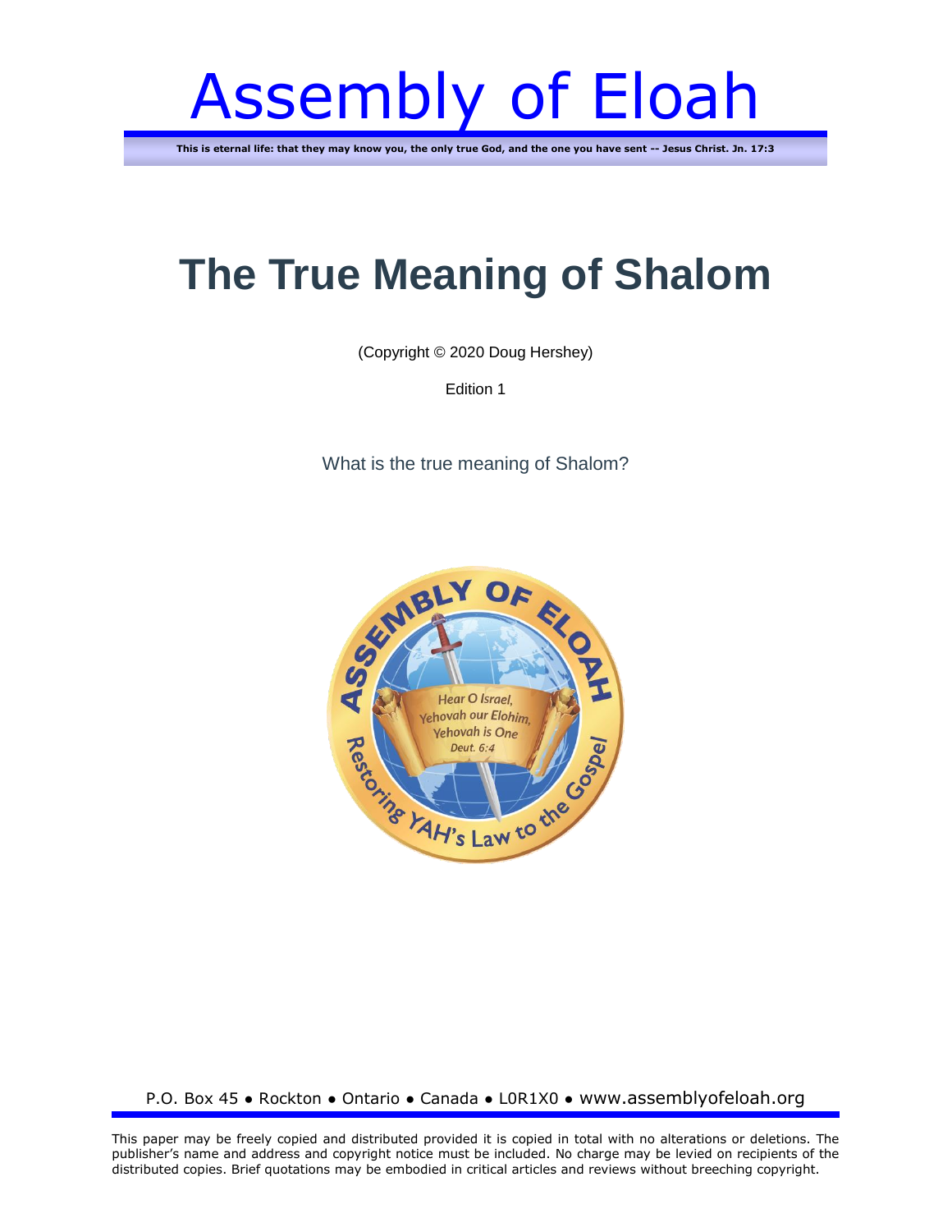# Assembly of Eloah

**This is eternal life: that they may know you, the only true God, and the one you have sent -- Jesus Christ. Jn. 17:3**

# The True Meaning of Shalom

(Copyright © 2020 Doug Hershey)

Edition 1

What is the true meaning of Shalom?

P.O. Box 45 • Rockton • Ontario • Canada • L0R1X0 • www.assemblyofeloah.org

This paper may be freely copied and distributed provided it is copied in total with no alterations or deletions. The publisher's name and address and copyright notice must be included. No charge may be levied on recipients of the distributed copies. Brief quotations may be embodied in critical articles and reviews without breeching copyright.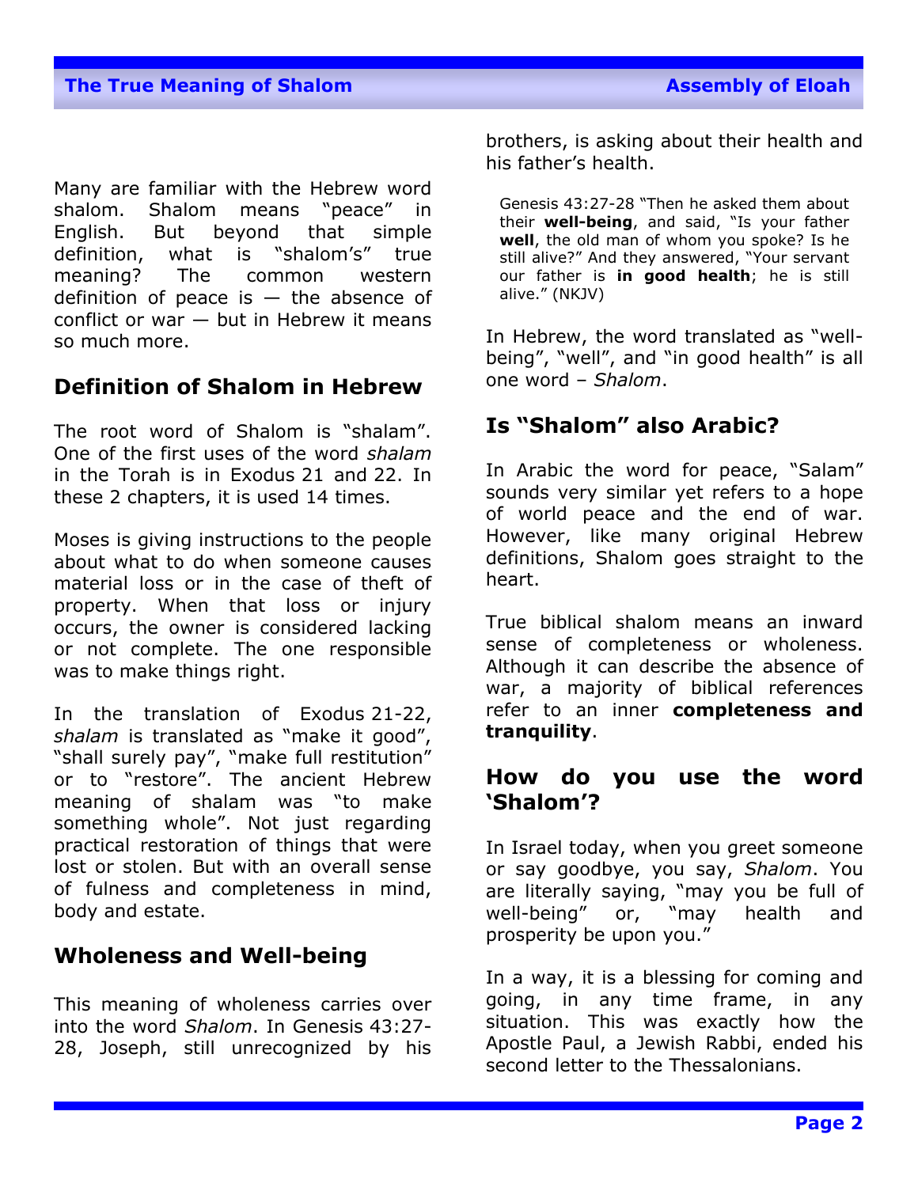Many are familiar with the Hebrew word shalom. Shalom means "peace" in English. But beyond that simple definition, what is "shalom's" true meaning? The common western definition of peace is — the absence of conflict or war — but in Hebrew it means so much more.

## Definition of Shalom in Hebrew

The root word of Shalom is "shalam". One of the first uses of the word *shalam* in the Torah is in Exodus 21 and 22. In these 2 chapters, it is used 14 times.

Moses is giving instructions to the people about what to do when someone causes material loss or in the case of theft of property. When that loss or injury occurs, the owner is considered lacking or not complete. The one responsible was to make things right.

In the translation of Exodus 21-22, *shalam* is translated as "make it good", "shall surely pay", "make full restitution" or to "restore". The ancient Hebrew meaning of shalam was "to make something whole". Not just regarding practical restoration of things that were lost or stolen. But with an overall sense of fulness and completeness in mind, body and estate.

## Wholeness and Well-being

This meaning of wholeness carries over into the word *Shalom*. In Genesis 43:27-28, Joseph, still unrecognized by his brothers, is asking about their health and his father's health.

> Genesis 43:27-28 "Then he asked them about their **well-being**, and said, "Is your father **well**, the old man of whom you spoke? Is he still alive?" And they answered, "Your servant our father is **in good health**; he is still alive." (NKJV)

In Hebrew, the word translated as "well-being", "well", and "in good health" is all one word – *Shalom*.

## Is "Shalom" also Arabic?

In Arabic the word for peace, "Salam" sounds very similar yet refers to a hope of world peace and the end of war. However, like many original Hebrew definitions, Shalom goes straight to the heart.

True biblical shalom means an inward sense of completeness or wholeness. Although it can describe the absence of war, a majority of biblical references refer to an inner **completeness and tranquility**.

## How do you use the word 'Shalom'?

In Israel today, when you greet someone or say goodbye, you say, *Shalom*. You are literally saying, "may you be full of well-being" or, "may health and prosperity be upon you."

In a way, it is a blessing for coming and going, in any time frame, in any situation. This was exactly how the Apostle Paul, a Jewish Rabbi, ended his second letter to the Thessalonians.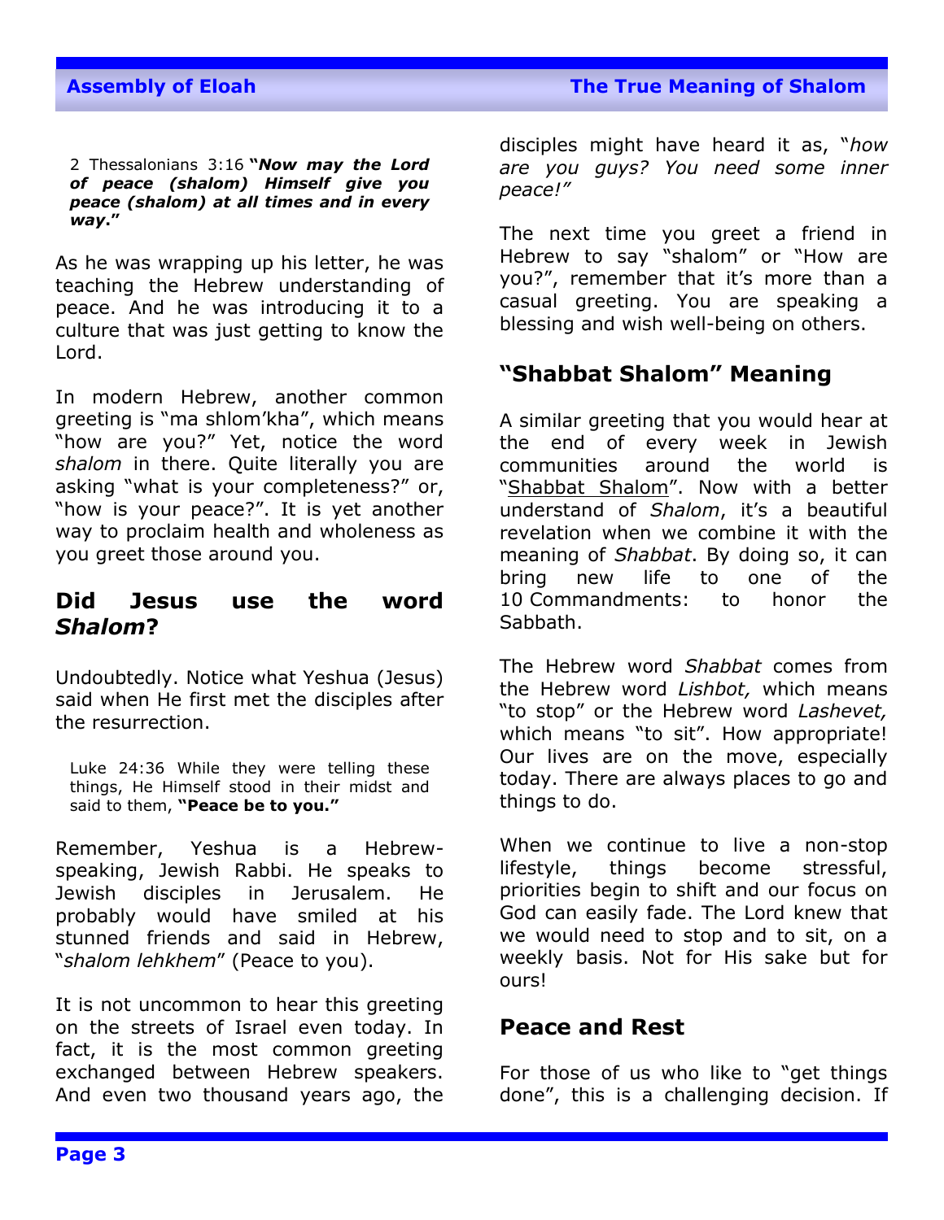2 Thessalonians 3:16 ***"Now may the Lord of peace (shalom) Himself give you peace (shalom) at all times and in every way."***

As he was wrapping up his letter, he was teaching the Hebrew understanding of peace. And he was introducing it to a culture that was just getting to know the Lord.

In modern Hebrew, another common greeting is "ma shlom'kha", which means "how are you?" Yet, notice the word *shalom* in there. Quite literally you are asking "what is your completeness?" or, "how is your peace?". It is yet another way to proclaim health and wholeness as you greet those around you.

## Did Jesus use the word *Shalom*?

Undoubtedly. Notice what Yeshua (Jesus) said when He first met the disciples after the resurrection.

Luke 24:36 While they were telling these things, He Himself stood in their midst and said to them, **"Peace be to you."**

Remember, Yeshua is a Hebrew-speaking, Jewish Rabbi. He speaks to Jewish disciples in Jerusalem. He probably would have smiled at his stunned friends and said in Hebrew, "*shalom lehkhem*" (Peace to you).

It is not uncommon to hear this greeting on the streets of Israel even today. In fact, it is the most common greeting exchanged between Hebrew speakers. And even two thousand years ago, the disciples might have heard it as, "*how are you guys? You need some inner peace!*"

The next time you greet a friend in Hebrew to say "shalom" or "How are you?", remember that it's more than a casual greeting. You are speaking a blessing and wish well-being on others.

## "Shabbat Shalom" Meaning

A similar greeting that you would hear at the end of every week in Jewish communities around the world is "Shabbat Shalom". Now with a better understand of *Shalom*, it's a beautiful revelation when we combine it with the meaning of *Shabbat*. By doing so, it can bring new life to one of the 10 Commandments: to honor the Sabbath.

The Hebrew word *Shabbat* comes from the Hebrew word *Lishbot,* which means "to stop" or the Hebrew word *Lashevet,* which means "to sit". How appropriate! Our lives are on the move, especially today. There are always places to go and things to do.

When we continue to live a non-stop lifestyle, things become stressful, priorities begin to shift and our focus on God can easily fade. The Lord knew that we would need to stop and to sit, on a weekly basis. Not for His sake but for ours!

## Peace and Rest

For those of us who like to "get things done", this is a challenging decision. If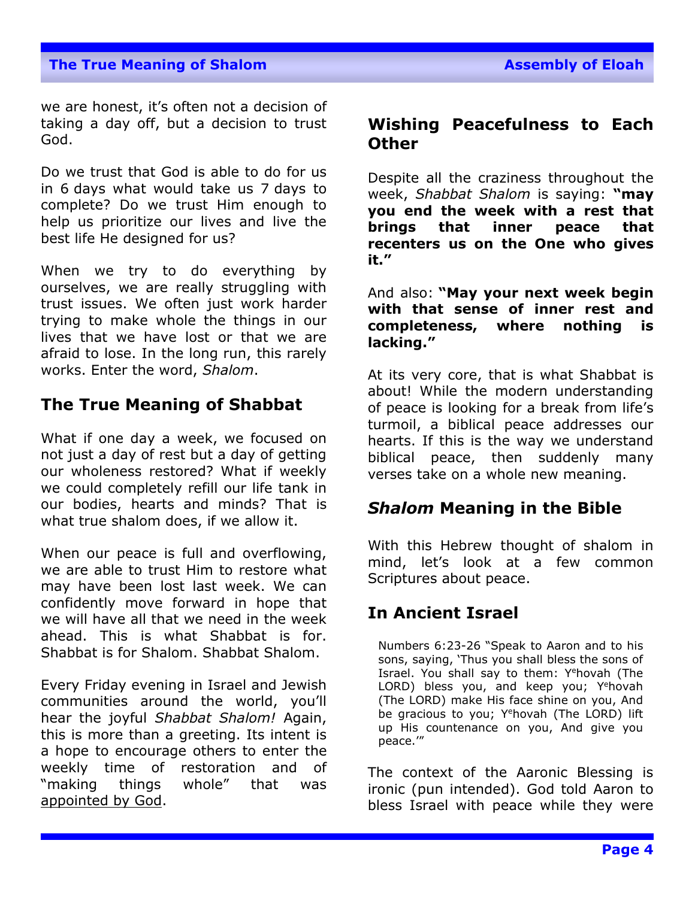we are honest, it's often not a decision of taking a day off, but a decision to trust God.

Do we trust that God is able to do for us in 6 days what would take us 7 days to complete? Do we trust Him enough to help us prioritize our lives and live the best life He designed for us?

When we try to do everything by ourselves, we are really struggling with trust issues. We often just work harder trying to make whole the things in our lives that we have lost or that we are afraid to lose. In the long run, this rarely works. Enter the word, *Shalom*.

## The True Meaning of Shabbat

What if one day a week, we focused on not just a day of rest but a day of getting our wholeness restored? What if weekly we could completely refill our life tank in our bodies, hearts and minds? That is what true shalom does, if we allow it.

When our peace is full and overflowing, we are able to trust Him to restore what may have been lost last week. We can confidently move forward in hope that we will have all that we need in the week ahead. This is what Shabbat is for. Shabbat is for Shalom. Shabbat Shalom.

Every Friday evening in Israel and Jewish communities around the world, you'll hear the joyful *Shabbat Shalom!* Again, this is more than a greeting. Its intent is a hope to encourage others to enter the weekly time of restoration and of "making things whole" that was appointed by God.

## Wishing Peacefulness to Each Other

Despite all the craziness throughout the week, *Shabbat Shalom* is saying: **"may you end the week with a rest that brings that inner peace that recenters us on the One who gives it."**

And also: **"May your next week begin with that sense of inner rest and completeness, where nothing is lacking."**

At its very core, that is what Shabbat is about! While the modern understanding of peace is looking for a break from life's turmoil, a biblical peace addresses our hearts. If this is the way we understand biblical peace, then suddenly many verses take on a whole new meaning.

## *Shalom* Meaning in the Bible

With this Hebrew thought of shalom in mind, let's look at a few common Scriptures about peace.

## In Ancient Israel

> Numbers 6:23-26 "Speak to Aaron and to his sons, saying, 'Thus you shall bless the sons of Israel. You shall say to them: Yehovah (The LORD) bless you, and keep you; Yehovah (The LORD) make His face shine on you, And be gracious to you; Yehovah (The LORD) lift up His countenance on you, And give you peace.'"

The context of the Aaronic Blessing is ironic (pun intended). God told Aaron to bless Israel with peace while they were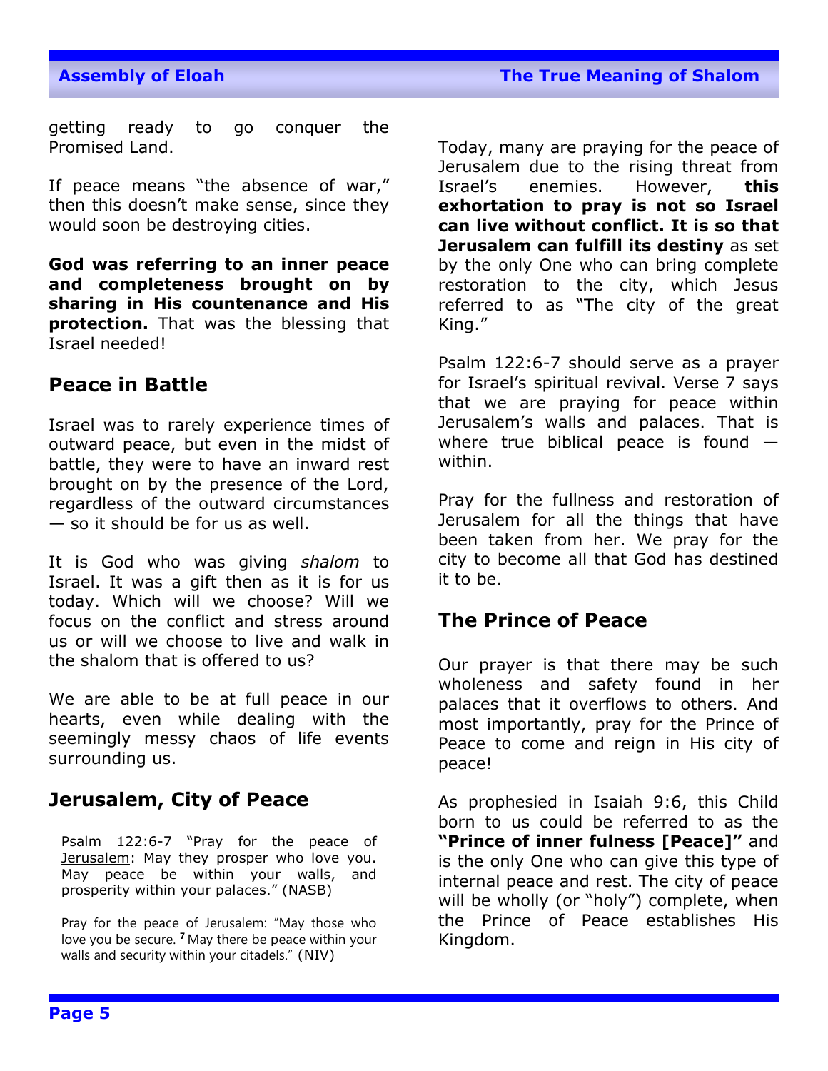getting ready to go conquer the Promised Land.

If peace means "the absence of war," then this doesn't make sense, since they would soon be destroying cities.

**God was referring to an inner peace and completeness brought on by sharing in His countenance and His protection.** That was the blessing that Israel needed!

## Peace in Battle

Israel was to rarely experience times of outward peace, but even in the midst of battle, they were to have an inward rest brought on by the presence of the Lord, regardless of the outward circumstances — so it should be for us as well.

It is God who was giving *shalom* to Israel. It was a gift then as it is for us today. Which will we choose? Will we focus on the conflict and stress around us or will we choose to live and walk in the shalom that is offered to us?

We are able to be at full peace in our hearts, even while dealing with the seemingly messy chaos of life events surrounding us.

## Jerusalem, City of Peace

> Psalm 122:6-7 "<u>Pray for the peace of Jerusalem</u>: May they prosper who love you. May peace be within your walls, and prosperity within your palaces." (NASB)

> Pray for the peace of Jerusalem: "May those who love you be secure. [7] May there be peace within your walls and security within your citadels." (NIV)

Today, many are praying for the peace of Jerusalem due to the rising threat from Israel's enemies. However, **this exhortation to pray is not so Israel can live without conflict. It is so that Jerusalem can fulfill its destiny** as set by the only One who can bring complete restoration to the city, which Jesus referred to as "The city of the great King."

Psalm 122:6-7 should serve as a prayer for Israel's spiritual revival. Verse 7 says that we are praying for peace within Jerusalem's walls and palaces. That is where true biblical peace is found — within.

Pray for the fullness and restoration of Jerusalem for all the things that have been taken from her. We pray for the city to become all that God has destined it to be.

## The Prince of Peace

Our prayer is that there may be such wholeness and safety found in her palaces that it overflows to others. And most importantly, pray for the Prince of Peace to come and reign in His city of peace!

As prophesied in Isaiah 9:6, this Child born to us could be referred to as the **"Prince of inner fulness [Peace]"** and is the only One who can give this type of internal peace and rest. The city of peace will be wholly (or "holy") complete, when the Prince of Peace establishes His Kingdom.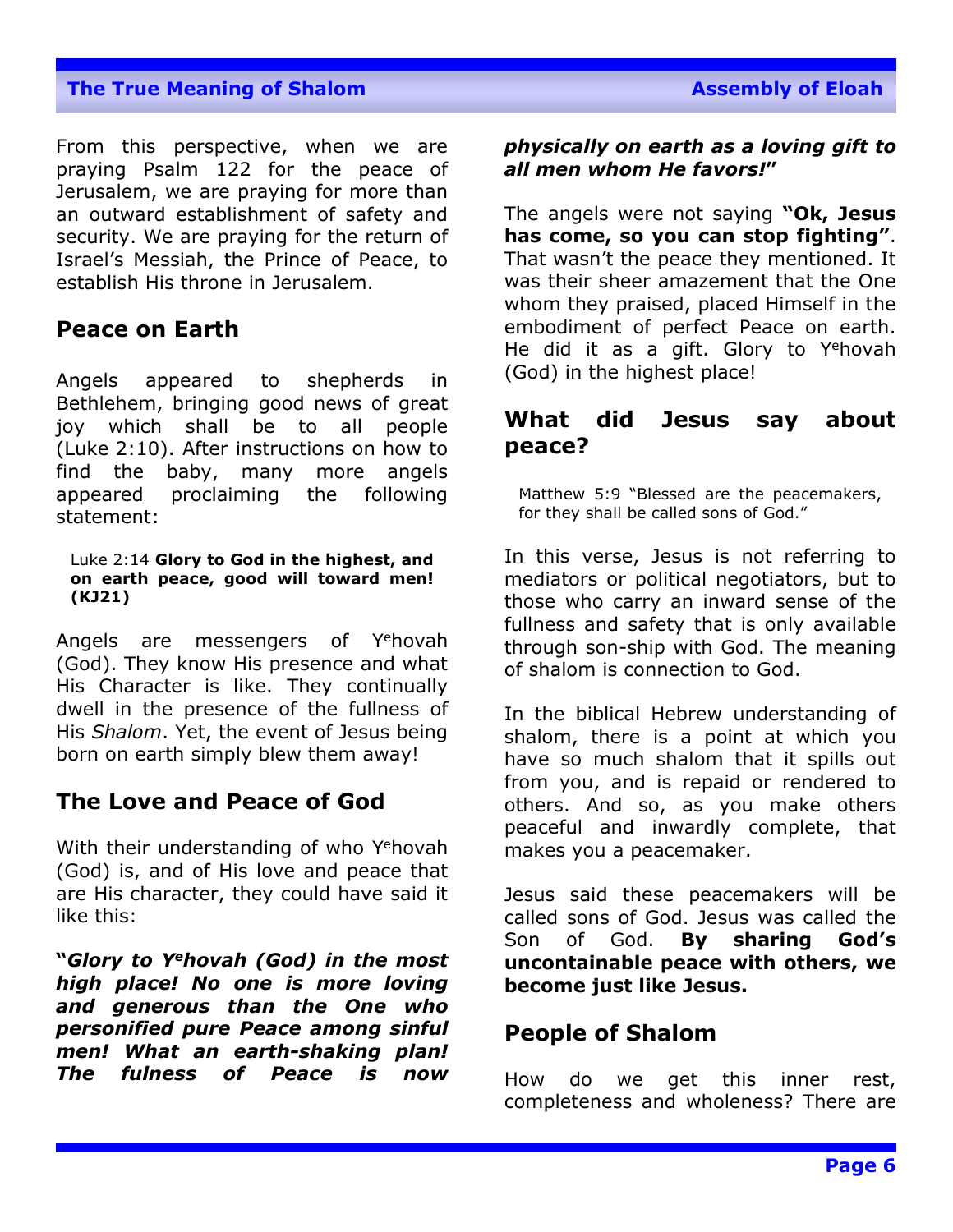From this perspective, when we are praying Psalm 122 for the peace of Jerusalem, we are praying for more than an outward establishment of safety and security. We are praying for the return of Israel's Messiah, the Prince of Peace, to establish His throne in Jerusalem.

## Peace on Earth

Angels appeared to shepherds in Bethlehem, bringing good news of great joy which shall be to all people (Luke 2:10). After instructions on how to find the baby, many more angels appeared proclaiming the following statement:

> Luke 2:14 **Glory to God in the highest, and on earth peace, good will toward men! (KJ21)**

Angels are messengers of Yehovah (God). They know His presence and what His Character is like. They continually dwell in the presence of the fullness of His *Shalom*. Yet, the event of Jesus being born on earth simply blew them away!

## The Love and Peace of God

With their understanding of who Yehovah (God) is, and of His love and peace that are His character, they could have said it like this:

***"Glory to Yehovah (God) in the most high place! No one is more loving and generous than the One who personified pure Peace among sinful men! What an earth-shaking plan! The fulness of Peace is now physically on earth as a loving gift to all men whom He favors!"***

The angels were not saying **"Ok, Jesus has come, so you can stop fighting"**. That wasn't the peace they mentioned. It was their sheer amazement that the One whom they praised, placed Himself in the embodiment of perfect Peace on earth. He did it as a gift. Glory to Yehovah (God) in the highest place!

## What did Jesus say about peace?

> Matthew 5:9 "Blessed are the peacemakers, for they shall be called sons of God."

In this verse, Jesus is not referring to mediators or political negotiators, but to those who carry an inward sense of the fullness and safety that is only available through son-ship with God. The meaning of shalom is connection to God.

In the biblical Hebrew understanding of shalom, there is a point at which you have so much shalom that it spills out from you, and is repaid or rendered to others. And so, as you make others peaceful and inwardly complete, that makes you a peacemaker.

Jesus said these peacemakers will be called sons of God. Jesus was called the Son of God. **By sharing God's uncontainable peace with others, we become just like Jesus.**

## People of Shalom

How do we get this inner rest, completeness and wholeness? There are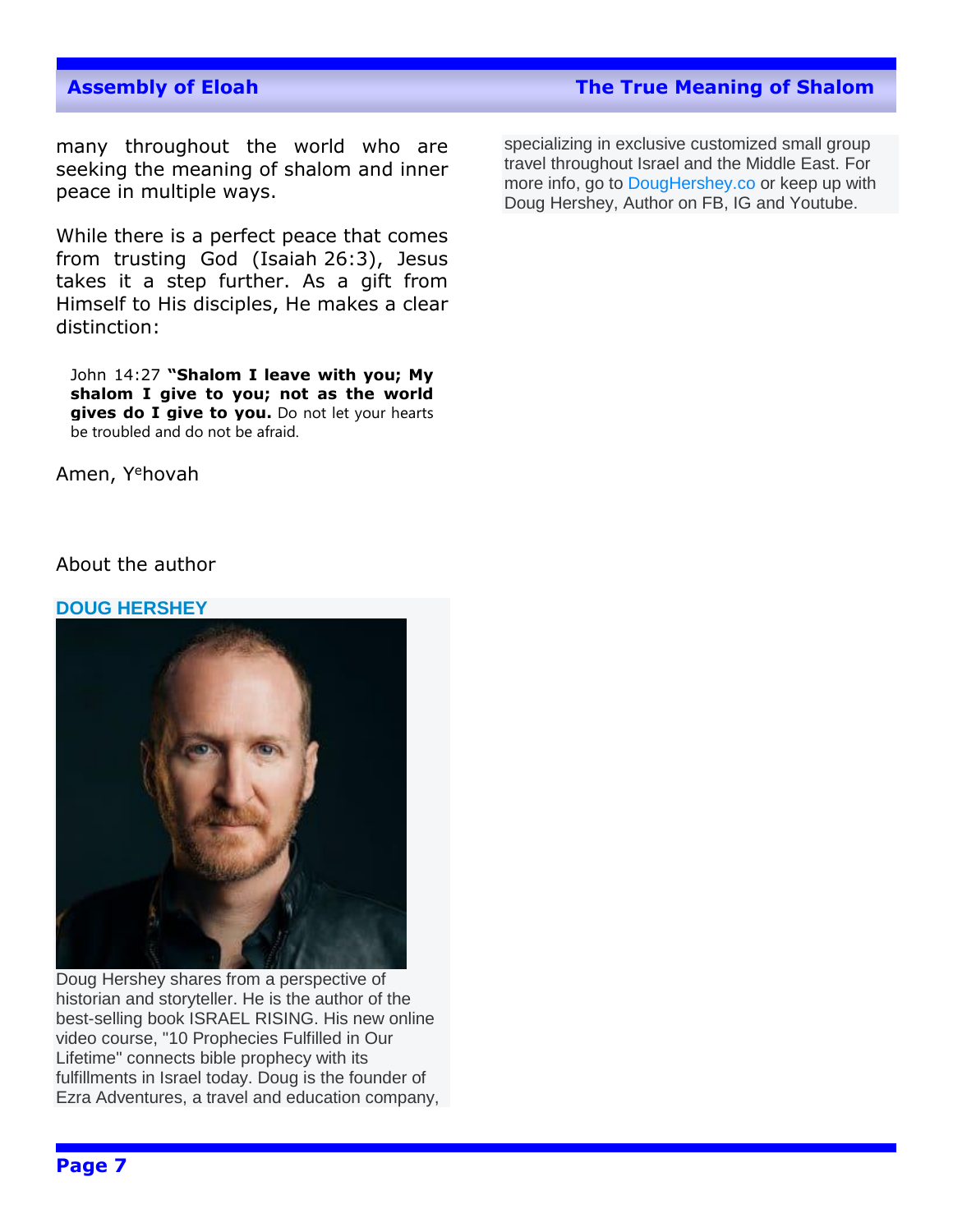many throughout the world who are seeking the meaning of shalom and inner peace in multiple ways.

While there is a perfect peace that comes from trusting God (Isaiah 26:3), Jesus takes it a step further. As a gift from Himself to His disciples, He makes a clear distinction:

> John 14:27 **"Shalom I leave with you; My shalom I give to you; not as the world gives do I give to you.** Do not let your hearts be troubled and do not be afraid.

Amen, Y$^{e}$hovah

About the author

**DOUG HERSHEY**

Doug Hershey shares from a perspective of historian and storyteller. He is the author of the best-selling book ISRAEL RISING. His new online video course, "10 Prophecies Fulfilled in Our Lifetime" connects bible prophecy with its fulfillments in Israel today. Doug is the founder of Ezra Adventures, a travel and education company, specializing in exclusive customized small group travel throughout Israel and the Middle East. For more info, go to DougHershey.co or keep up with Doug Hershey, Author on FB, IG and Youtube.